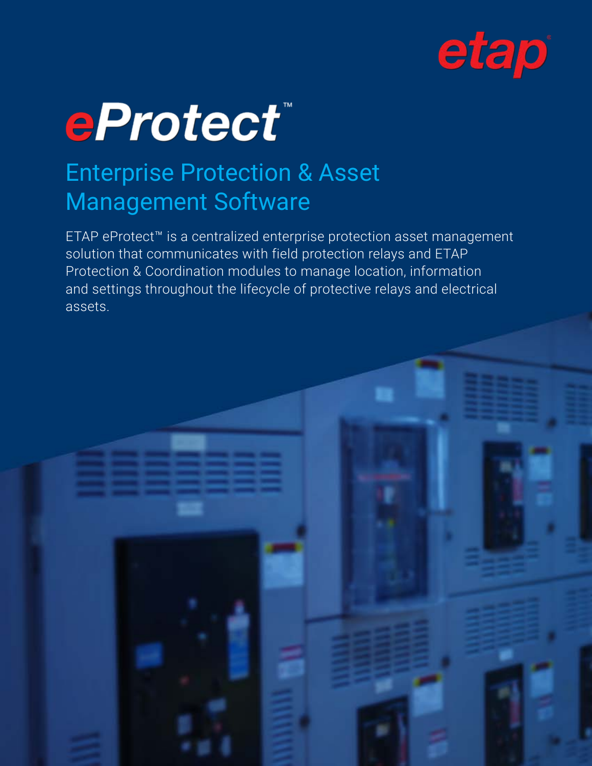etap

# eProtect™

## Enterprise Protection & Asset Management Software

ETAP eProtect™ is a centralized enterprise protection asset management solution that communicates with field protection relays and ETAP Protection & Coordination modules to manage location, information and settings throughout the lifecycle of protective relays and electrical assets.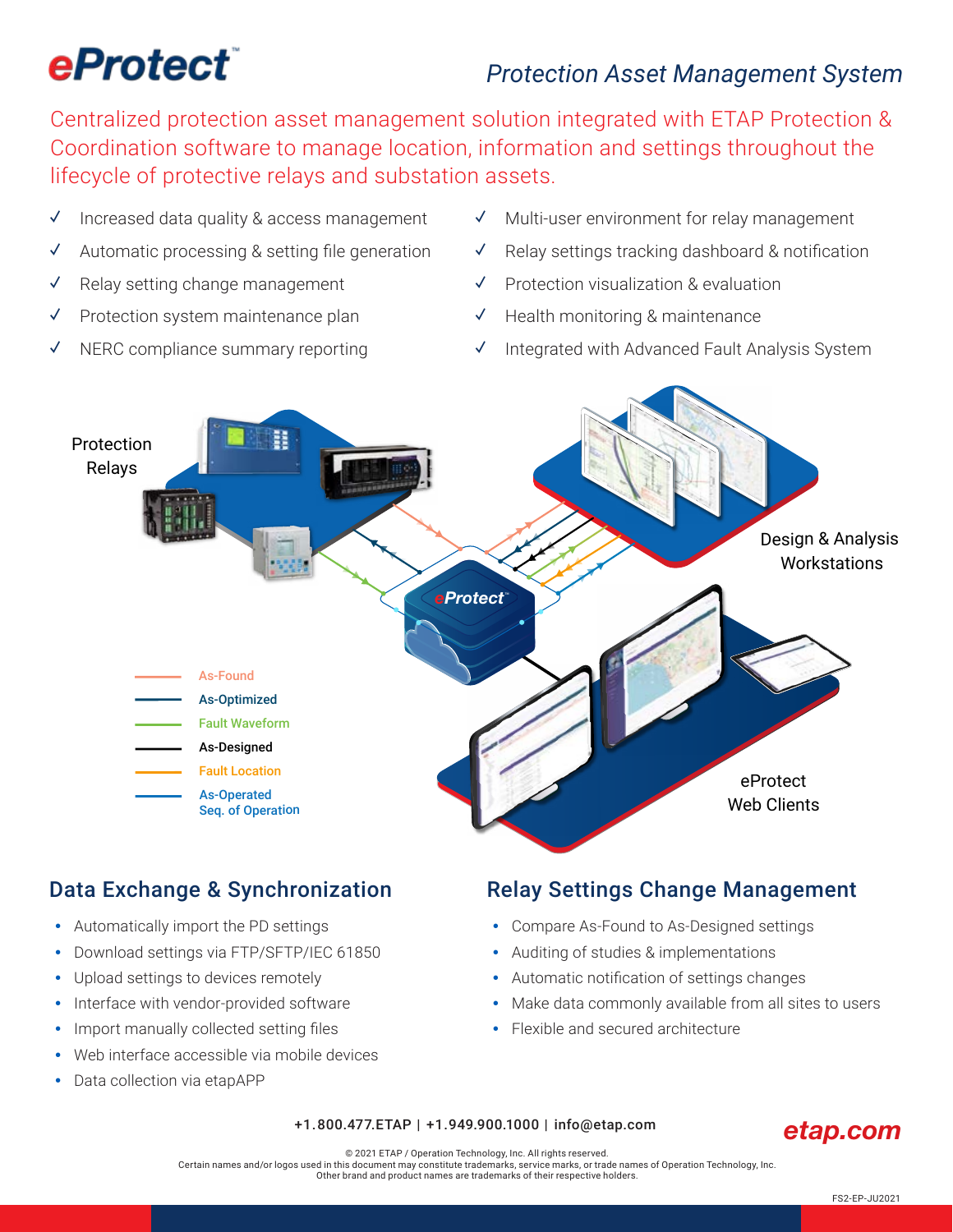# eProtect™

*Protection Asset Management System*

Centralized protection asset management solution integrated with ETAP Protection & Coordination software to manage location, information and settings throughout the lifecycle of protective relays and substation assets.

- ✓ Increased data quality & access management
- ✓ Automatic processing & setting file generation
- ✓ Relay setting change management
- ✓ Protection system maintenance plan
- ✓ NERC compliance summary reporting
- ✓ Multi-user environment for relay management
- ✓ Relay settings tracking dashboard & notification
- ✓ Protection visualization & evaluation
- ✓ Health monitoring & maintenance
- ✓ Integrated with Advanced Fault Analysis System

Protection Relays

Design & Analysis Workstations

eProtect™

eProtect Web Clients

As-Found
As-Optimized
Fault Waveform
As-Designed
Fault Location
As-Operated
Seq. of Operation

## Data Exchange & Synchronization

- Automatically import the PD settings
- Download settings via FTP/SFTP/IEC 61850
- Upload settings to devices remotely
- Interface with vendor-provided software
- Import manually collected setting files
- Web interface accessible via mobile devices
- Data collection via etapAPP

## Relay Settings Change Management

- Compare As-Found to As-Designed settings
- Auditing of studies & implementations
- Automatic notification of settings changes
- Make data commonly available from all sites to users
- Flexible and secured architecture

+1.800.477.ETAP | +1.949.900.1000 | info@etap.com

etap.com

© 2021 ETAP / Operation Technology, Inc. All rights reserved.
Certain names and/or logos used in this document may constitute trademarks, service marks, or trade names of Operation Technology, Inc.
Other brand and product names are trademarks of their respective holders.

FS2-EP-JU2021